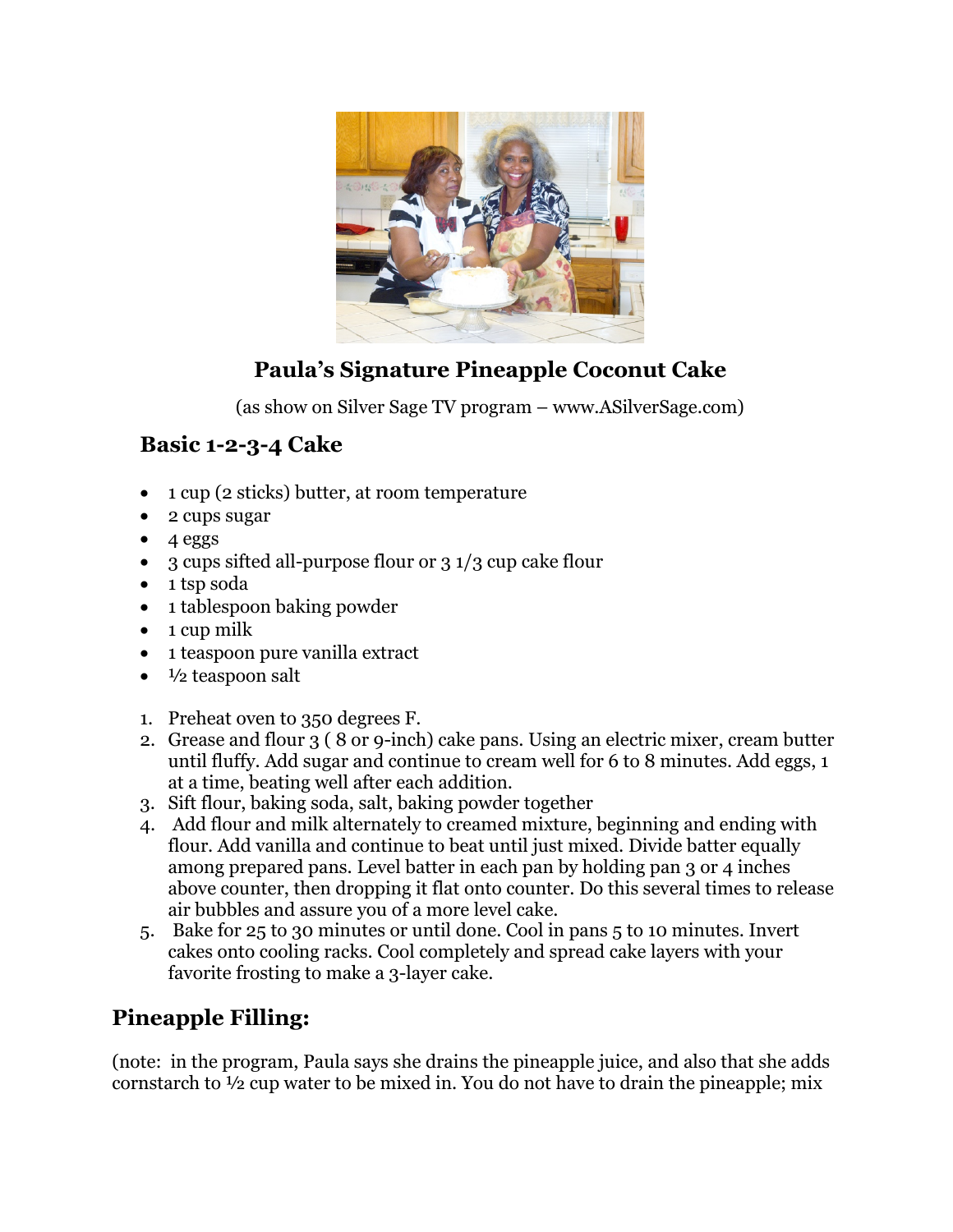# Paula's Signature Pineapple Coconut Cake

(as show on Silver Sage TV program – www.ASilverSage.com)

## Basic 1-2-3-4 Cake

- 1 cup (2 sticks) butter, at room temperature
- 2 cups sugar
- 4 eggs
- 3 cups sifted all-purpose flour or 3 1/3 cup cake flour
- 1 tsp soda
- 1 tablespoon baking powder
- 1 cup milk
- 1 teaspoon pure vanilla extract
- ½ teaspoon salt

1. Preheat oven to 350 degrees F.
2. Grease and flour 3 ( 8 or 9-inch) cake pans. Using an electric mixer, cream butter until fluffy. Add sugar and continue to cream well for 6 to 8 minutes. Add eggs, 1 at a time, beating well after each addition.
3. Sift flour, baking soda, salt, baking powder together
4. Add flour and milk alternately to creamed mixture, beginning and ending with flour. Add vanilla and continue to beat until just mixed. Divide batter equally among prepared pans. Level batter in each pan by holding pan 3 or 4 inches above counter, then dropping it flat onto counter. Do this several times to release air bubbles and assure you of a more level cake.
5. Bake for 25 to 30 minutes or until done. Cool in pans 5 to 10 minutes. Invert cakes onto cooling racks. Cool completely and spread cake layers with your favorite frosting to make a 3-layer cake.

## Pineapple Filling:

(note: in the program, Paula says she drains the pineapple juice, and also that she adds cornstarch to ½ cup water to be mixed in. You do not have to drain the pineapple; mix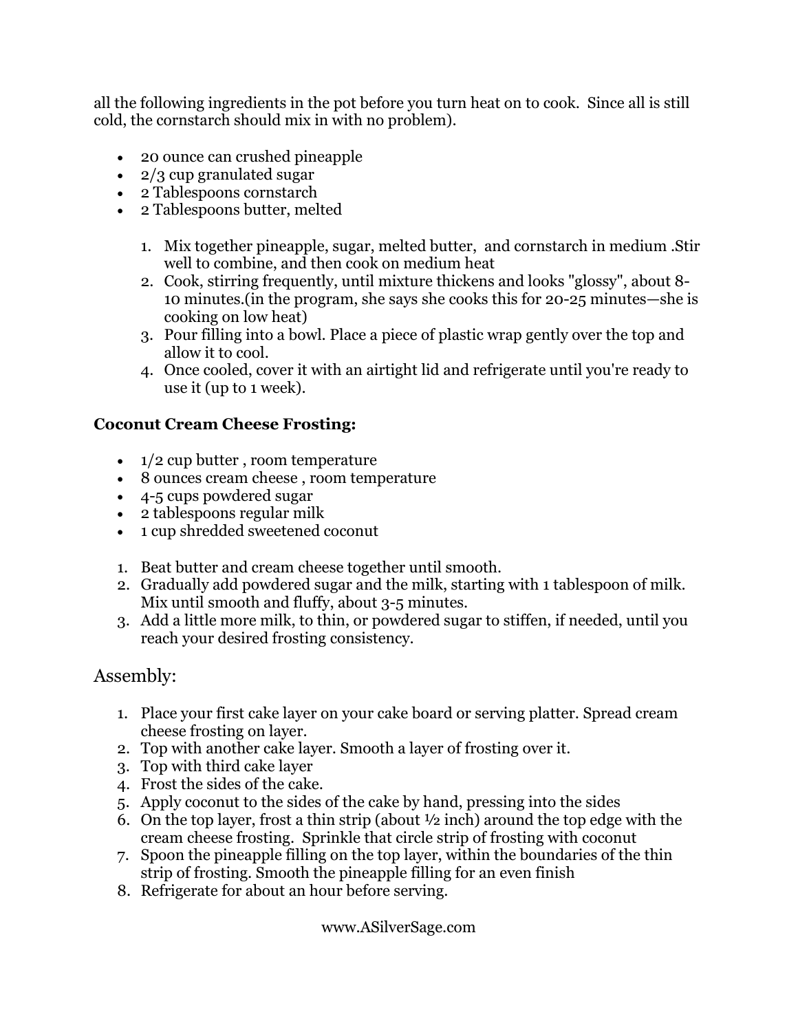all the following ingredients in the pot before you turn heat on to cook. Since all is still cold, the cornstarch should mix in with no problem).

- 20 ounce can crushed pineapple
- 2/3 cup granulated sugar
- 2 Tablespoons cornstarch
- 2 Tablespoons butter, melted

1. Mix together pineapple, sugar, melted butter, and cornstarch in medium .Stir well to combine, and then cook on medium heat
2. Cook, stirring frequently, until mixture thickens and looks "glossy", about 8-10 minutes.(in the program, she says she cooks this for 20-25 minutes—she is cooking on low heat)
3. Pour filling into a bowl. Place a piece of plastic wrap gently over the top and allow it to cool.
4. Once cooled, cover it with an airtight lid and refrigerate until you're ready to use it (up to 1 week).

**Coconut Cream Cheese Frosting:**

- 1/2 cup butter , room temperature
- 8 ounces cream cheese , room temperature
- 4-5 cups powdered sugar
- 2 tablespoons regular milk
- 1 cup shredded sweetened coconut

1. Beat butter and cream cheese together until smooth.
2. Gradually add powdered sugar and the milk, starting with 1 tablespoon of milk. Mix until smooth and fluffy, about 3-5 minutes.
3. Add a little more milk, to thin, or powdered sugar to stiffen, if needed, until you reach your desired frosting consistency.

## Assembly:

1. Place your first cake layer on your cake board or serving platter. Spread cream cheese frosting on layer.
2. Top with another cake layer. Smooth a layer of frosting over it.
3. Top with third cake layer
4. Frost the sides of the cake.
5. Apply coconut to the sides of the cake by hand, pressing into the sides
6. On the top layer, frost a thin strip (about ½ inch) around the top edge with the cream cheese frosting. Sprinkle that circle strip of frosting with coconut
7. Spoon the pineapple filling on the top layer, within the boundaries of the thin strip of frosting. Smooth the pineapple filling for an even finish
8. Refrigerate for about an hour before serving.

www.ASilverSage.com